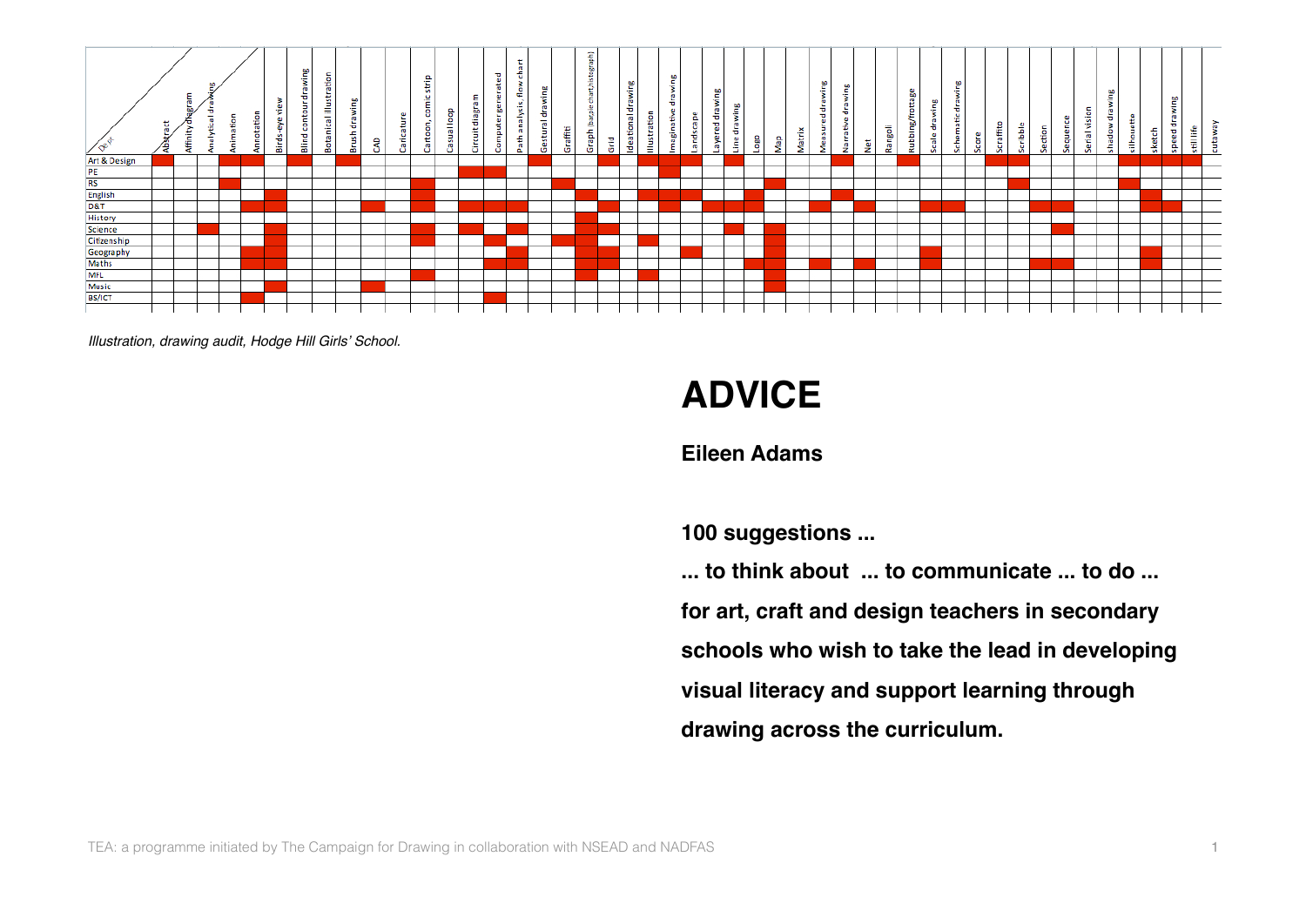| Dept | Abstract | Affinity diagram | Analytical drawing | Animation | Annotation | Birds-eye view | Blind contour drawing | Botanical Illustration | Brush drawing | CAD | Caricature | Cartoon, comic strip | Casual loop | Circuit diagram | Computer generated | Path analysis, flow chart | Gestural drawing | Graffiti | Graph (bar/pie chart/histograph) | Grid | Ideational drawing | Illustration | Imaginative drawing | Landscape | Layered drawing | Line drawing | Logo | Map | Matrix | Measured drawing | Narrative drawing | Net | Rangoli | Rubbing/frottage | Scale drawing | Schematic drawing | Score | Scraffito | Scribble | Section | Sequence | Serial vision | shadow drawing | silhouette | sketch | speed drawing | still life | cutaway |
|---|---|---|---|---|---|---|---|---|---|---|---|---|---|---|---|---|---|---|---|---|---|---|---|---|---|---|---|---|---|---|---|---|---|---|---|---|---|---|---|---|---|---|---|---|---|---|---|---|
| Art & Design | X | | | X | X | | X | | X | | | | | | | | X | | | | | X | X | | | X | | | | | X | | | X | | | | X | X | | | | | X | X | X | X | |
| PE | | | | | | | | | | | | | | X | X | | | | | | | | X | | | | | | | | | | | | | | | | | | | | | | | | | |
| RS | | | | X | | | | | | | | | | | | | | X | | | | | | | | | | X | | | | | | | | | | | X | | | | | X | | | | |
| English | | | | | | X | | | | | | X | | | | | | | X | | | X | X | X | | | X | | | | X | | | | | | | | | | | | | | X | | | |
| D&T | | | | | X | X | | | | X | | X | | X | X | X | | | | X | | | X | | X | X | X | | | X | | X | | | X | X | | | | X | X | | | | X | X | | |
| History | | | | | | | | | | | | | | | | | | | X | | | | | | | | | | | | | | | | | | | | | | | | | | | | | |
| Science | | | X | | | X | | | | | | X | | X | | X | | | X | X | | | | | | X | | X | | | | | | | | | | | | | X | | | | | | | |
| Citizenship | | | | | | X | | | | | | X | | | X | | | X | X | | | X | | | | | | X | | | | | | | | | | | | | | | | | | | | |
| Geography | | | | | X | X | | | | | | | | | | X | | | X | X | | | | X | | | | X | | | | | | | X | | | | | | | | | | X | | | |
| Maths | | | | | X | X | | | | | | | | | X | X | | | X | X | | | | | | | X | X | | X | | X | | | X | | | | | X | X | | | | X | | | |
| MFL | | | | | | | | | | | | X | | | | | | | X | X | | X | | | | | | X | | | | | | | | | | | | | | | | | | | | |
| Music | | | | | | X | | | | X | | | | | | | | | | | | | | | | | | X | | | | | | | | | | | | | | | | | | | | |
| BS/ICT | | | | | X | | | | | | | | | | X | | | | | | | | | | | | | | | | | | | | | | | | | | | | | | | | | |

*Illustration, drawing audit, Hodge Hill Girls' School.*

# ADVICE

**Eileen Adams**

**100 suggestions ...**

**... to think about ... to communicate ... to do ...**

**for art, craft and design teachers in secondary schools who wish to take the lead in developing visual literacy and support learning through drawing across the curriculum.**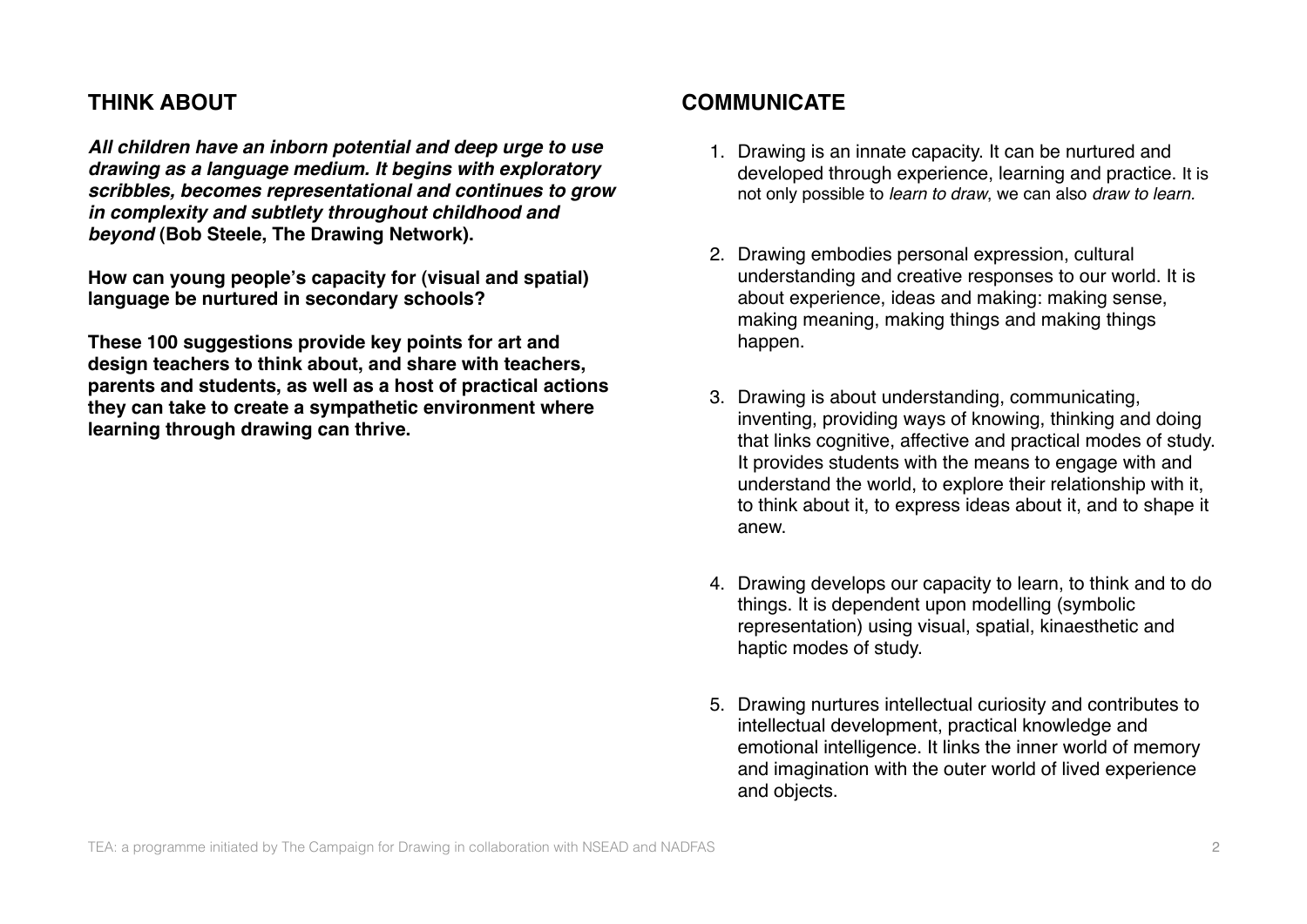## THINK ABOUT

***All children have an inborn potential and deep urge to use drawing as a language medium. It begins with exploratory scribbles, becomes representational and continues to grow in complexity and subtlety throughout childhood and beyond*** **(Bob Steele, The Drawing Network).**

**How can young people's capacity for (visual and spatial) language be nurtured in secondary schools?**

**These 100 suggestions provide key points for art and design teachers to think about, and share with teachers, parents and students, as well as a host of practical actions they can take to create a sympathetic environment where learning through drawing can thrive.**

## COMMUNICATE

1. Drawing is an innate capacity. It can be nurtured and developed through experience, learning and practice. It is not only possible to *learn to draw*, we can also *draw to learn.*

2. Drawing embodies personal expression, cultural understanding and creative responses to our world. It is about experience, ideas and making: making sense, making meaning, making things and making things happen.

3. Drawing is about understanding, communicating, inventing, providing ways of knowing, thinking and doing that links cognitive, affective and practical modes of study. It provides students with the means to engage with and understand the world, to explore their relationship with it, to think about it, to express ideas about it, and to shape it anew.

4. Drawing develops our capacity to learn, to think and to do things. It is dependent upon modelling (symbolic representation) using visual, spatial, kinaesthetic and haptic modes of study.

5. Drawing nurtures intellectual curiosity and contributes to intellectual development, practical knowledge and emotional intelligence. It links the inner world of memory and imagination with the outer world of lived experience and objects.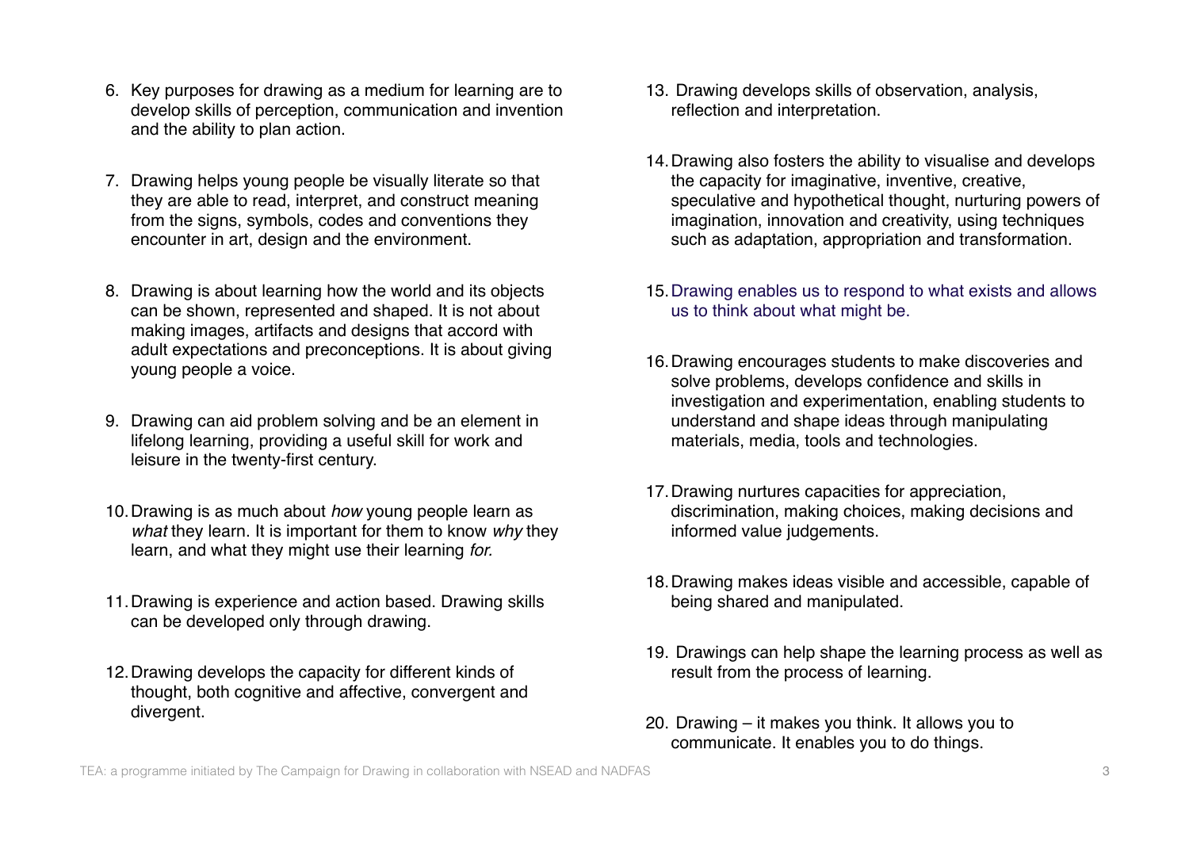6. Key purposes for drawing as a medium for learning are to develop skills of perception, communication and invention and the ability to plan action.

7. Drawing helps young people be visually literate so that they are able to read, interpret, and construct meaning from the signs, symbols, codes and conventions they encounter in art, design and the environment.

8. Drawing is about learning how the world and its objects can be shown, represented and shaped. It is not about making images, artifacts and designs that accord with adult expectations and preconceptions. It is about giving young people a voice.

9. Drawing can aid problem solving and be an element in lifelong learning, providing a useful skill for work and leisure in the twenty-first century.

10. Drawing is as much about *how* young people learn as *what* they learn. It is important for them to know *why* they learn, and what they might use their learning *for.*

11. Drawing is experience and action based. Drawing skills can be developed only through drawing.

12. Drawing develops the capacity for different kinds of thought, both cognitive and affective, convergent and divergent.

13. Drawing develops skills of observation, analysis, reflection and interpretation.

14. Drawing also fosters the ability to visualise and develops the capacity for imaginative, inventive, creative, speculative and hypothetical thought, nurturing powers of imagination, innovation and creativity, using techniques such as adaptation, appropriation and transformation.

15. Drawing enables us to respond to what exists and allows us to think about what might be.

16. Drawing encourages students to make discoveries and solve problems, develops confidence and skills in investigation and experimentation, enabling students to understand and shape ideas through manipulating materials, media, tools and technologies.

17. Drawing nurtures capacities for appreciation, discrimination, making choices, making decisions and informed value judgements.

18. Drawing makes ideas visible and accessible, capable of being shared and manipulated.

19. Drawings can help shape the learning process as well as result from the process of learning.

20. Drawing – it makes you think. It allows you to communicate. It enables you to do things.

TEA: a programme initiated by The Campaign for Drawing in collaboration with NSEAD and NADFAS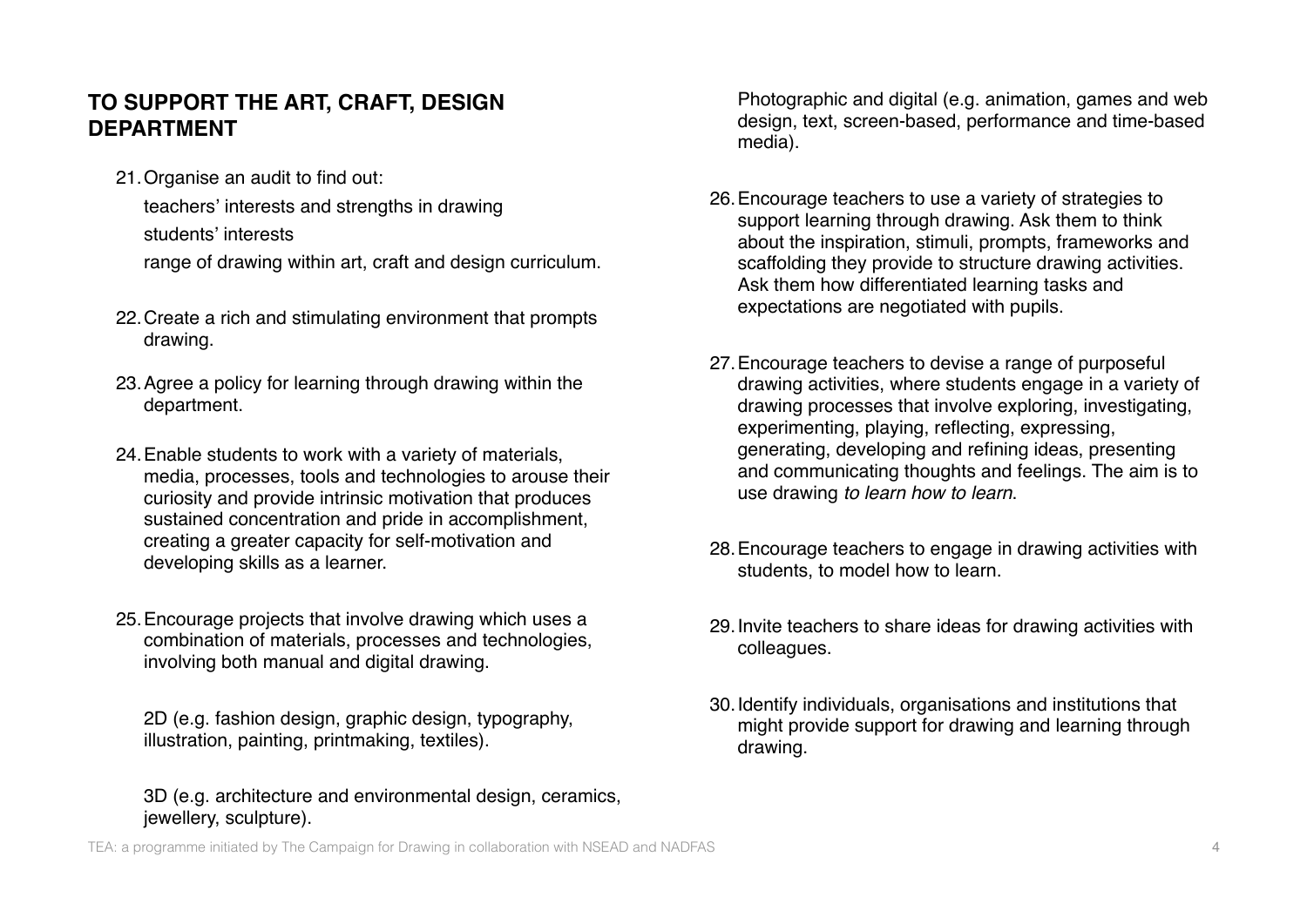## TO SUPPORT THE ART, CRAFT, DESIGN DEPARTMENT

21. Organise an audit to find out:

    teachers' interests and strengths in drawing

    students' interests

    range of drawing within art, craft and design curriculum.

22. Create a rich and stimulating environment that prompts drawing.

23. Agree a policy for learning through drawing within the department.

24. Enable students to work with a variety of materials, media, processes, tools and technologies to arouse their curiosity and provide intrinsic motivation that produces sustained concentration and pride in accomplishment, creating a greater capacity for self-motivation and developing skills as a learner.

25. Encourage projects that involve drawing which uses a combination of materials, processes and technologies, involving both manual and digital drawing.

    2D (e.g. fashion design, graphic design, typography, illustration, painting, printmaking, textiles).

    3D (e.g. architecture and environmental design, ceramics, jewellery, sculpture).

    Photographic and digital (e.g. animation, games and web design, text, screen-based, performance and time-based media).

26. Encourage teachers to use a variety of strategies to support learning through drawing. Ask them to think about the inspiration, stimuli, prompts, frameworks and scaffolding they provide to structure drawing activities. Ask them how differentiated learning tasks and expectations are negotiated with pupils.

27. Encourage teachers to devise a range of purposeful drawing activities, where students engage in a variety of drawing processes that involve exploring, investigating, experimenting, playing, reflecting, expressing, generating, developing and refining ideas, presenting and communicating thoughts and feelings. The aim is to use drawing *to learn how to learn*.

28. Encourage teachers to engage in drawing activities with students, to model how to learn.

29. Invite teachers to share ideas for drawing activities with colleagues.

30. Identify individuals, organisations and institutions that might provide support for drawing and learning through drawing.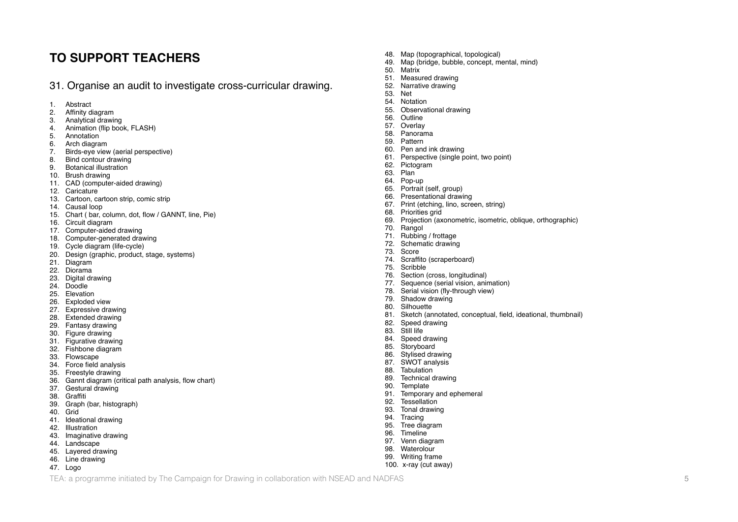## TO SUPPORT TEACHERS

31. Organise an audit to investigate cross-curricular drawing.

1. Abstract
2. Affinity diagram
3. Analytical drawing
4. Animation (flip book, FLASH)
5. Annotation
6. Arch diagram
7. Birds-eye view (aerial perspective)
8. Bind contour drawing
9. Botanical illustration
10. Brush drawing
11. CAD (computer-aided drawing)
12. Caricature
13. Cartoon, cartoon strip, comic strip
14. Causal loop
15. Chart ( bar, column, dot, flow / GANNT, line, Pie)
16. Circuit diagram
17. Computer-aided drawing
18. Computer-generated drawing
19. Cycle diagram (life-cycle)
20. Design (graphic, product, stage, systems)
21. Diagram
22. Diorama
23. Digital drawing
24. Doodle
25. Elevation
26. Exploded view
27. Expressive drawing
28. Extended drawing
29. Fantasy drawing
30. Figure drawing
31. Figurative drawing
32. Fishbone diagram
33. Flowscape
34. Force field analysis
35. Freestyle drawing
36. Gannt diagram (critical path analysis, flow chart)
37. Gestural drawing
38. Graffiti
39. Graph (bar, histograph)
40. Grid
41. Ideational drawing
42. Illustration
43. Imaginative drawing
44. Landscape
45. Layered drawing
46. Line drawing
47. Logo
48. Map (topographical, topological)
49. Map (bridge, bubble, concept, mental, mind)
50. Matrix
51. Measured drawing
52. Narrative drawing
53. Net
54. Notation
55. Observational drawing
56. Outline
57. Overlay
58. Panorama
59. Pattern
60. Pen and ink drawing
61. Perspective (single point, two point)
62. Pictogram
63. Plan
64. Pop-up
65. Portrait (self, group)
66. Presentational drawing
67. Print (etching, lino, screen, string)
68. Priorities grid
69. Projection (axonometric, isometric, oblique, orthographic)
70. Rangol
71. Rubbing / frottage
72. Schematic drawing
73. Score
74. Scraffito (scraperboard)
75. Scribble
76. Section (cross, longitudinal)
77. Sequence (serial vision, animation)
78. Serial vision (fly-through view)
79. Shadow drawing
80. Silhouette
81. Sketch (annotated, conceptual, field, ideational, thumbnail)
82. Speed drawing
83. Still life
84. Speed drawing
85. Storyboard
86. Stylised drawing
87. SWOT analysis
88. Tabulation
89. Technical drawing
90. Template
91. Temporary and ephemeral
92. Tessellation
93. Tonal drawing
94. Tracing
95. Tree diagram
96. Timeline
97. Venn diagram
98. Waterolour
99. Writing frame
100. x-ray (cut away)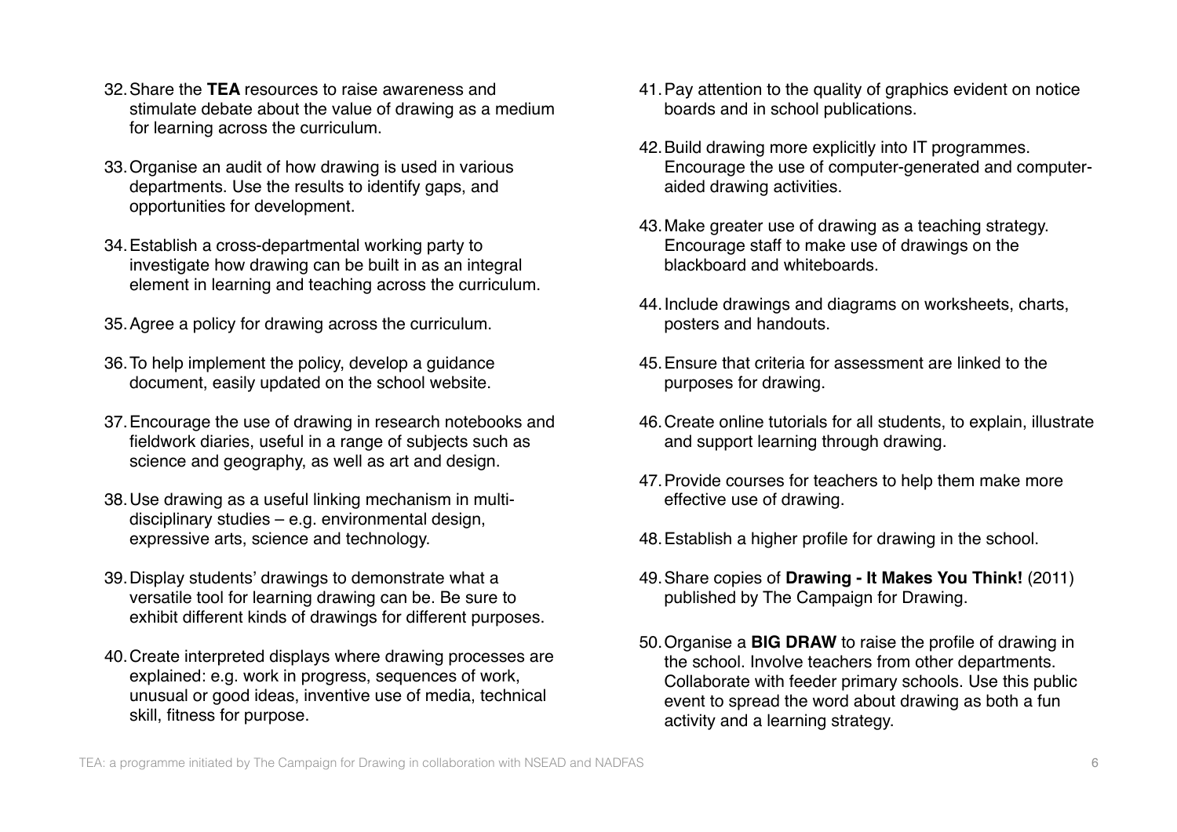32. Share the **TEA** resources to raise awareness and stimulate debate about the value of drawing as a medium for learning across the curriculum.

33. Organise an audit of how drawing is used in various departments. Use the results to identify gaps, and opportunities for development.

34. Establish a cross-departmental working party to investigate how drawing can be built in as an integral element in learning and teaching across the curriculum.

35. Agree a policy for drawing across the curriculum.

36. To help implement the policy, develop a guidance document, easily updated on the school website.

37. Encourage the use of drawing in research notebooks and fieldwork diaries, useful in a range of subjects such as science and geography, as well as art and design.

38. Use drawing as a useful linking mechanism in multi-disciplinary studies – e.g. environmental design, expressive arts, science and technology.

39. Display students' drawings to demonstrate what a versatile tool for learning drawing can be. Be sure to exhibit different kinds of drawings for different purposes.

40. Create interpreted displays where drawing processes are explained: e.g. work in progress, sequences of work, unusual or good ideas, inventive use of media, technical skill, fitness for purpose.

41. Pay attention to the quality of graphics evident on notice boards and in school publications.

42. Build drawing more explicitly into IT programmes. Encourage the use of computer-generated and computer-aided drawing activities.

43. Make greater use of drawing as a teaching strategy. Encourage staff to make use of drawings on the blackboard and whiteboards.

44. Include drawings and diagrams on worksheets, charts, posters and handouts.

45. Ensure that criteria for assessment are linked to the purposes for drawing.

46. Create online tutorials for all students, to explain, illustrate and support learning through drawing.

47. Provide courses for teachers to help them make more effective use of drawing.

48. Establish a higher profile for drawing in the school.

49. Share copies of **Drawing - It Makes You Think!** (2011) published by The Campaign for Drawing.

50. Organise a **BIG DRAW** to raise the profile of drawing in the school. Involve teachers from other departments. Collaborate with feeder primary schools. Use this public event to spread the word about drawing as both a fun activity and a learning strategy.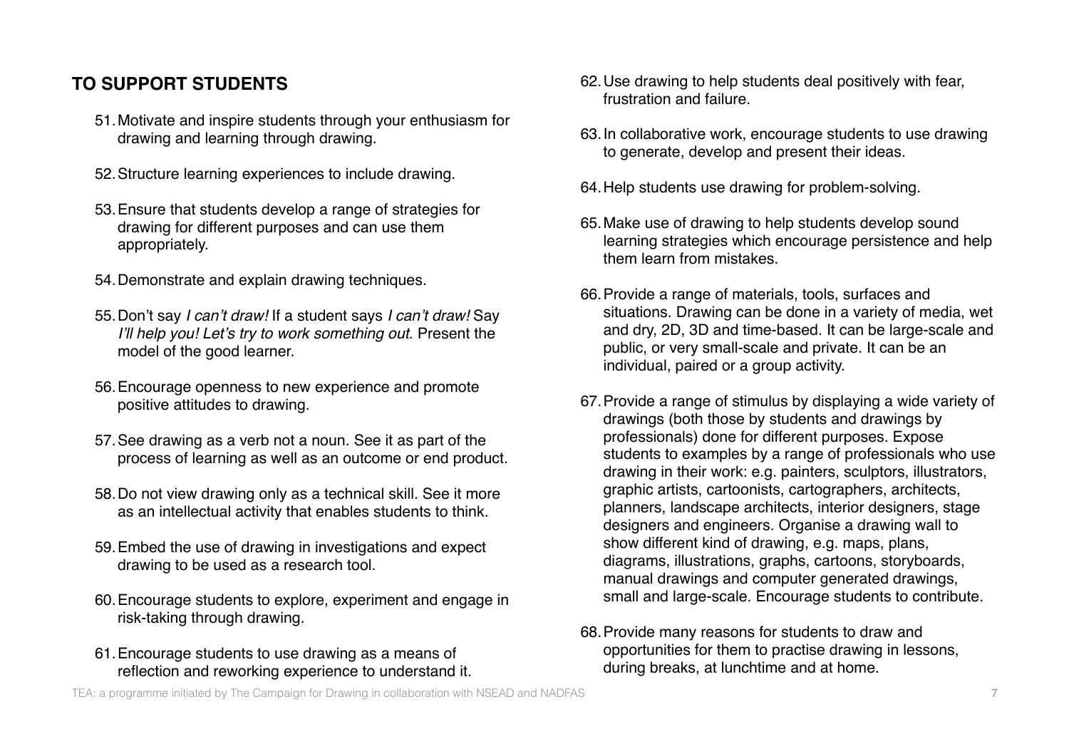## TO SUPPORT STUDENTS

51. Motivate and inspire students through your enthusiasm for drawing and learning through drawing.

52. Structure learning experiences to include drawing.

53. Ensure that students develop a range of strategies for drawing for different purposes and can use them appropriately.

54. Demonstrate and explain drawing techniques.

55. Don't say *I can't draw!* If a student says *I can't draw!* Say *I'll help you! Let's try to work something out*. Present the model of the good learner.

56. Encourage openness to new experience and promote positive attitudes to drawing.

57. See drawing as a verb not a noun. See it as part of the process of learning as well as an outcome or end product.

58. Do not view drawing only as a technical skill. See it more as an intellectual activity that enables students to think.

59. Embed the use of drawing in investigations and expect drawing to be used as a research tool.

60. Encourage students to explore, experiment and engage in risk-taking through drawing.

61. Encourage students to use drawing as a means of reflection and reworking experience to understand it.

62. Use drawing to help students deal positively with fear, frustration and failure.

63. In collaborative work, encourage students to use drawing to generate, develop and present their ideas.

64. Help students use drawing for problem-solving.

65. Make use of drawing to help students develop sound learning strategies which encourage persistence and help them learn from mistakes.

66. Provide a range of materials, tools, surfaces and situations. Drawing can be done in a variety of media, wet and dry, 2D, 3D and time-based. It can be large-scale and public, or very small-scale and private. It can be an individual, paired or a group activity.

67. Provide a range of stimulus by displaying a wide variety of drawings (both those by students and drawings by professionals) done for different purposes. Expose students to examples by a range of professionals who use drawing in their work: e.g. painters, sculptors, illustrators, graphic artists, cartoonists, cartographers, architects, planners, landscape architects, interior designers, stage designers and engineers. Organise a drawing wall to show different kind of drawing, e.g. maps, plans, diagrams, illustrations, graphs, cartoons, storyboards, manual drawings and computer generated drawings, small and large-scale. Encourage students to contribute.

68. Provide many reasons for students to draw and opportunities for them to practise drawing in lessons, during breaks, at lunchtime and at home.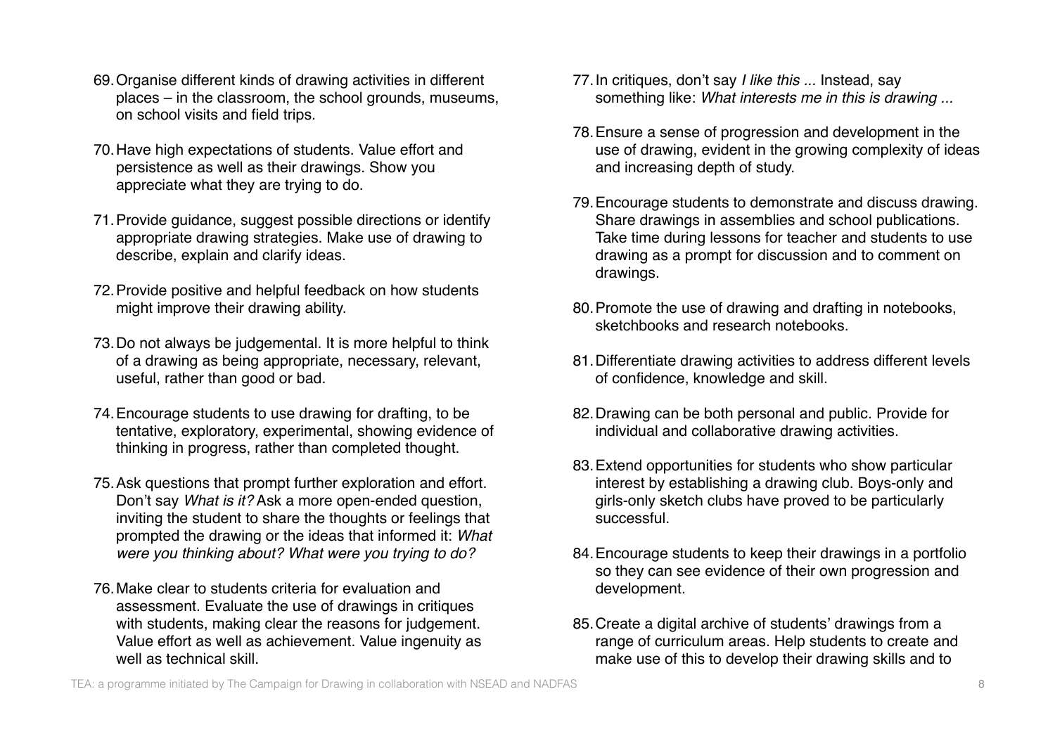69. Organise different kinds of drawing activities in different places – in the classroom, the school grounds, museums, on school visits and field trips.

70. Have high expectations of students. Value effort and persistence as well as their drawings. Show you appreciate what they are trying to do.

71. Provide guidance, suggest possible directions or identify appropriate drawing strategies. Make use of drawing to describe, explain and clarify ideas.

72. Provide positive and helpful feedback on how students might improve their drawing ability.

73. Do not always be judgemental. It is more helpful to think of a drawing as being appropriate, necessary, relevant, useful, rather than good or bad.

74. Encourage students to use drawing for drafting, to be tentative, exploratory, experimental, showing evidence of thinking in progress, rather than completed thought.

75. Ask questions that prompt further exploration and effort. Don't say *What is it?* Ask a more open-ended question, inviting the student to share the thoughts or feelings that prompted the drawing or the ideas that informed it: *What were you thinking about? What were you trying to do?*

76. Make clear to students criteria for evaluation and assessment. Evaluate the use of drawings in critiques with students, making clear the reasons for judgement. Value effort as well as achievement. Value ingenuity as well as technical skill.

77. In critiques, don't say *I like this ...* Instead, say something like: *What interests me in this is drawing ...*

78. Ensure a sense of progression and development in the use of drawing, evident in the growing complexity of ideas and increasing depth of study.

79. Encourage students to demonstrate and discuss drawing. Share drawings in assemblies and school publications. Take time during lessons for teacher and students to use drawing as a prompt for discussion and to comment on drawings.

80. Promote the use of drawing and drafting in notebooks, sketchbooks and research notebooks.

81. Differentiate drawing activities to address different levels of confidence, knowledge and skill.

82. Drawing can be both personal and public. Provide for individual and collaborative drawing activities.

83. Extend opportunities for students who show particular interest by establishing a drawing club. Boys-only and girls-only sketch clubs have proved to be particularly successful.

84. Encourage students to keep their drawings in a portfolio so they can see evidence of their own progression and development.

85. Create a digital archive of students' drawings from a range of curriculum areas. Help students to create and make use of this to develop their drawing skills and to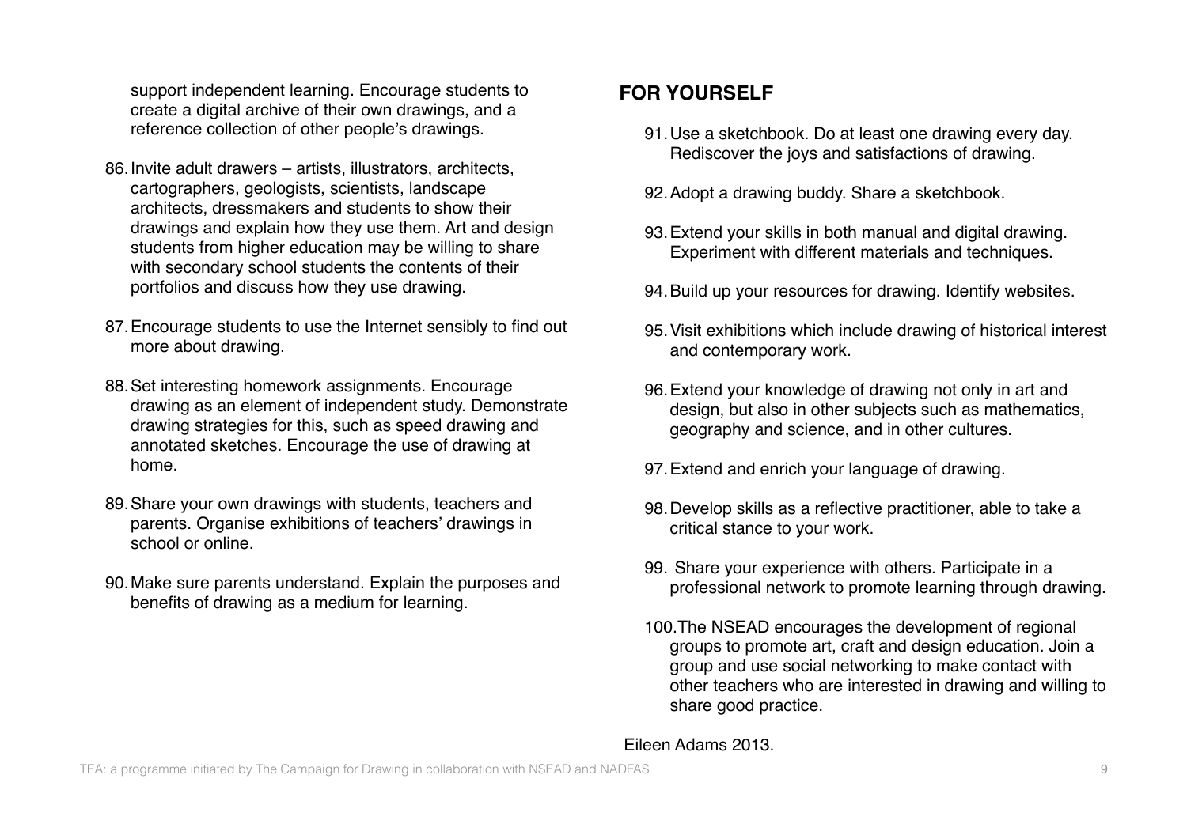support independent learning. Encourage students to create a digital archive of their own drawings, and a reference collection of other people's drawings.

86. Invite adult drawers – artists, illustrators, architects, cartographers, geologists, scientists, landscape architects, dressmakers and students to show their drawings and explain how they use them. Art and design students from higher education may be willing to share with secondary school students the contents of their portfolios and discuss how they use drawing.

87. Encourage students to use the Internet sensibly to find out more about drawing.

88. Set interesting homework assignments. Encourage drawing as an element of independent study. Demonstrate drawing strategies for this, such as speed drawing and annotated sketches. Encourage the use of drawing at home.

89. Share your own drawings with students, teachers and parents. Organise exhibitions of teachers' drawings in school or online.

90. Make sure parents understand. Explain the purposes and benefits of drawing as a medium for learning.

## FOR YOURSELF

91. Use a sketchbook. Do at least one drawing every day. Rediscover the joys and satisfactions of drawing.

92. Adopt a drawing buddy. Share a sketchbook.

93. Extend your skills in both manual and digital drawing. Experiment with different materials and techniques.

94. Build up your resources for drawing. Identify websites.

95. Visit exhibitions which include drawing of historical interest and contemporary work.

96. Extend your knowledge of drawing not only in art and design, but also in other subjects such as mathematics, geography and science, and in other cultures.

97. Extend and enrich your language of drawing.

98. Develop skills as a reflective practitioner, able to take a critical stance to your work.

99. Share your experience with others. Participate in a professional network to promote learning through drawing.

100. The NSEAD encourages the development of regional groups to promote art, craft and design education. Join a group and use social networking to make contact with other teachers who are interested in drawing and willing to share good practice.

Eileen Adams 2013.